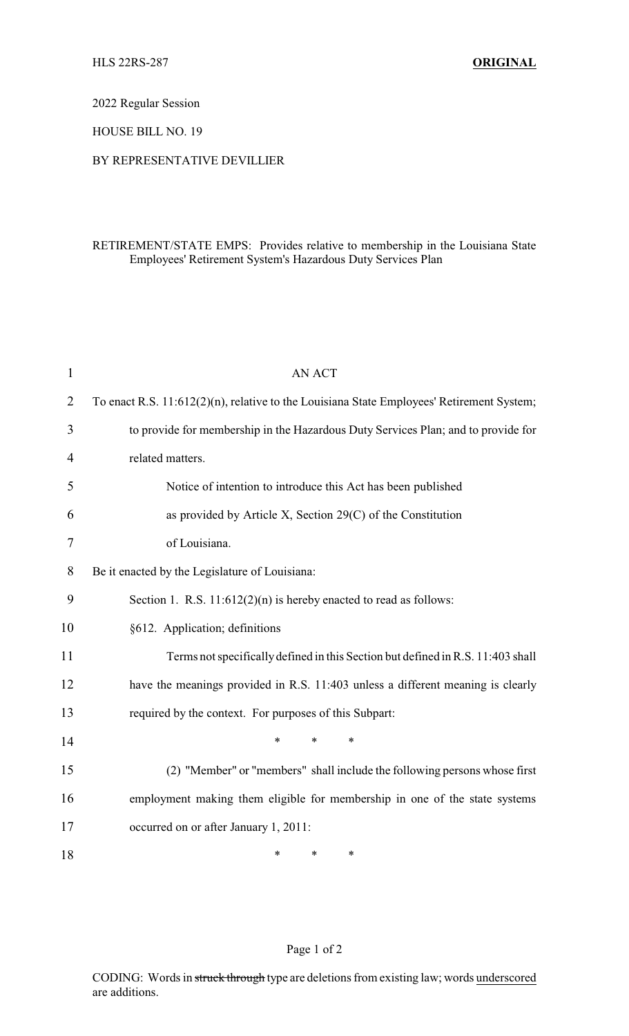HLS 22RS-287 **ORIGINAL**

2022 Regular Session

HOUSE BILL NO. 19

BY REPRESENTATIVE DEVILLIER

RETIREMENT/STATE EMPS: Provides relative to membership in the Louisiana State Employees' Retirement System's Hazardous Duty Services Plan

AN ACT

To enact R.S. 11:612(2)(n), relative to the Louisiana State Employees' Retirement System; to provide for membership in the Hazardous Duty Services Plan; and to provide for related matters.

Notice of intention to introduce this Act has been published as provided by Article X, Section 29(C) of the Constitution of Louisiana.

Be it enacted by the Legislature of Louisiana:

Section 1. R.S. 11:612(2)(n) is hereby enacted to read as follows:

§612. Application; definitions

Terms not specifically defined in this Section but defined in R.S. 11:403 shall have the meanings provided in R.S. 11:403 unless a different meaning is clearly required by the context. For purposes of this Subpart:

\* \* \*

(2) "Member" or "members" shall include the following persons whose first employment making them eligible for membership in one of the state systems occurred on or after January 1, 2011:

\* \* \*

CODING: Words in ~~struck through~~ type are deletions from existing law; words underscored are additions.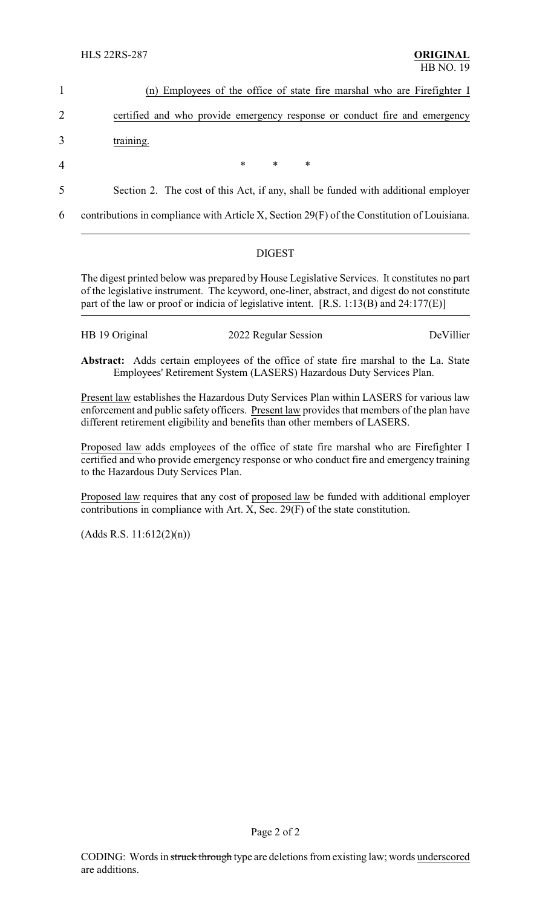(n) Employees of the office of state fire marshal who are Firefighter I certified and who provide emergency response or conduct fire and emergency training.

\* \* \*

Section 2. The cost of this Act, if any, shall be funded with additional employer contributions in compliance with Article X, Section 29(F) of the Constitution of Louisiana.

## DIGEST

The digest printed below was prepared by House Legislative Services. It constitutes no part of the legislative instrument. The keyword, one-liner, abstract, and digest do not constitute part of the law or proof or indicia of legislative intent. [R.S. 1:13(B) and 24:177(E)]

HB 19 Original — 2022 Regular Session — DeVillier

**Abstract:** Adds certain employees of the office of state fire marshal to the La. State Employees' Retirement System (LASERS) Hazardous Duty Services Plan.

Present law establishes the Hazardous Duty Services Plan within LASERS for various law enforcement and public safety officers. Present law provides that members of the plan have different retirement eligibility and benefits than other members of LASERS.

Proposed law adds employees of the office of state fire marshal who are Firefighter I certified and who provide emergency response or who conduct fire and emergency training to the Hazardous Duty Services Plan.

Proposed law requires that any cost of proposed law be funded with additional employer contributions in compliance with Art. X, Sec. 29(F) of the state constitution.

(Adds R.S. 11:612(2)(n))

CODING: Words in struck through type are deletions from existing law; words underscored are additions.